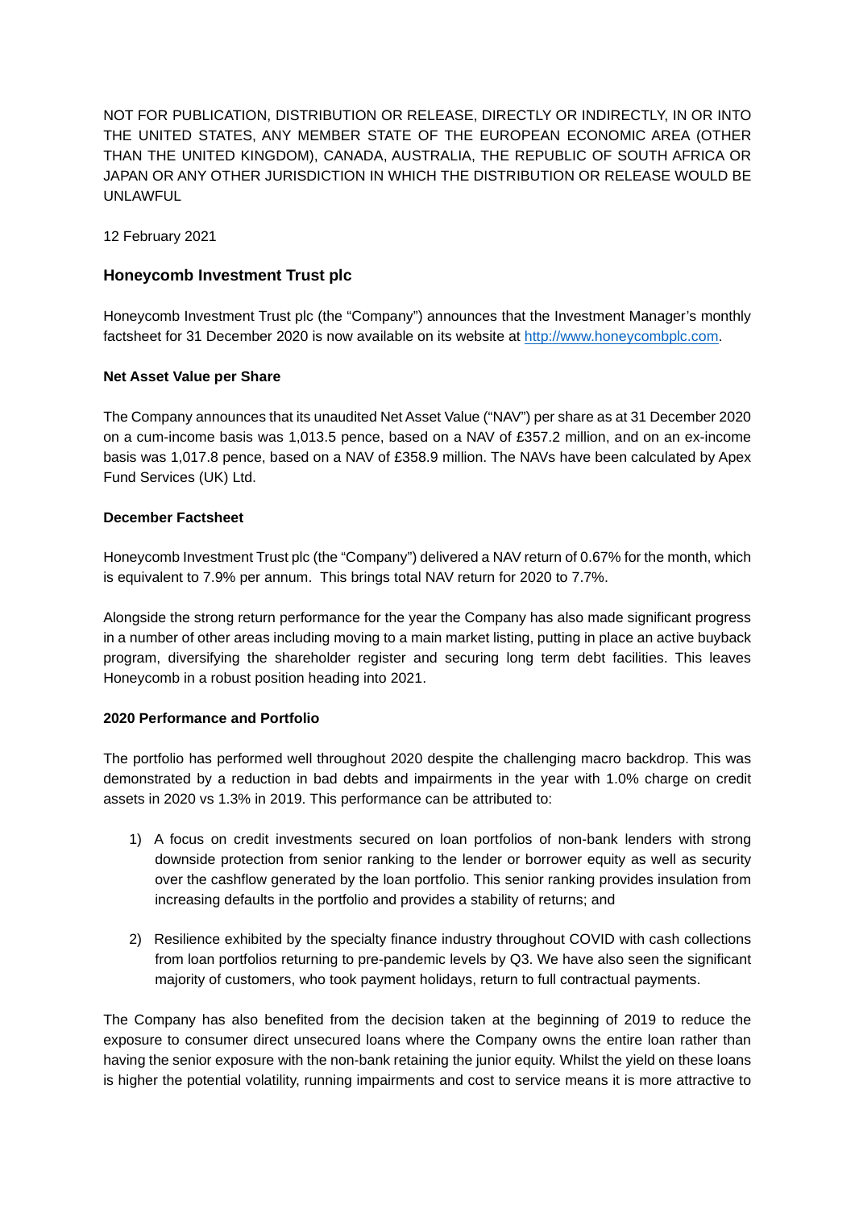NOT FOR PUBLICATION, DISTRIBUTION OR RELEASE, DIRECTLY OR INDIRECTLY, IN OR INTO THE UNITED STATES, ANY MEMBER STATE OF THE EUROPEAN ECONOMIC AREA (OTHER THAN THE UNITED KINGDOM), CANADA, AUSTRALIA, THE REPUBLIC OF SOUTH AFRICA OR JAPAN OR ANY OTHER JURISDICTION IN WHICH THE DISTRIBUTION OR RELEASE WOULD BE UNLAWFUL

12 February 2021

## Honeycomb Investment Trust plc

Honeycomb Investment Trust plc (the "Company") announces that the Investment Manager's monthly factsheet for 31 December 2020 is now available on its website at http://www.honeycombplc.com.

**Net Asset Value per Share**

The Company announces that its unaudited Net Asset Value ("NAV") per share as at 31 December 2020 on a cum-income basis was 1,013.5 pence, based on a NAV of £357.2 million, and on an ex-income basis was 1,017.8 pence, based on a NAV of £358.9 million. The NAVs have been calculated by Apex Fund Services (UK) Ltd.

**December Factsheet**

Honeycomb Investment Trust plc (the "Company") delivered a NAV return of 0.67% for the month, which is equivalent to 7.9% per annum. This brings total NAV return for 2020 to 7.7%.

Alongside the strong return performance for the year the Company has also made significant progress in a number of other areas including moving to a main market listing, putting in place an active buyback program, diversifying the shareholder register and securing long term debt facilities. This leaves Honeycomb in a robust position heading into 2021.

**2020 Performance and Portfolio**

The portfolio has performed well throughout 2020 despite the challenging macro backdrop. This was demonstrated by a reduction in bad debts and impairments in the year with 1.0% charge on credit assets in 2020 vs 1.3% in 2019. This performance can be attributed to:

1) A focus on credit investments secured on loan portfolios of non-bank lenders with strong downside protection from senior ranking to the lender or borrower equity as well as security over the cashflow generated by the loan portfolio. This senior ranking provides insulation from increasing defaults in the portfolio and provides a stability of returns; and

2) Resilience exhibited by the specialty finance industry throughout COVID with cash collections from loan portfolios returning to pre-pandemic levels by Q3. We have also seen the significant majority of customers, who took payment holidays, return to full contractual payments.

The Company has also benefited from the decision taken at the beginning of 2019 to reduce the exposure to consumer direct unsecured loans where the Company owns the entire loan rather than having the senior exposure with the non-bank retaining the junior equity. Whilst the yield on these loans is higher the potential volatility, running impairments and cost to service means it is more attractive to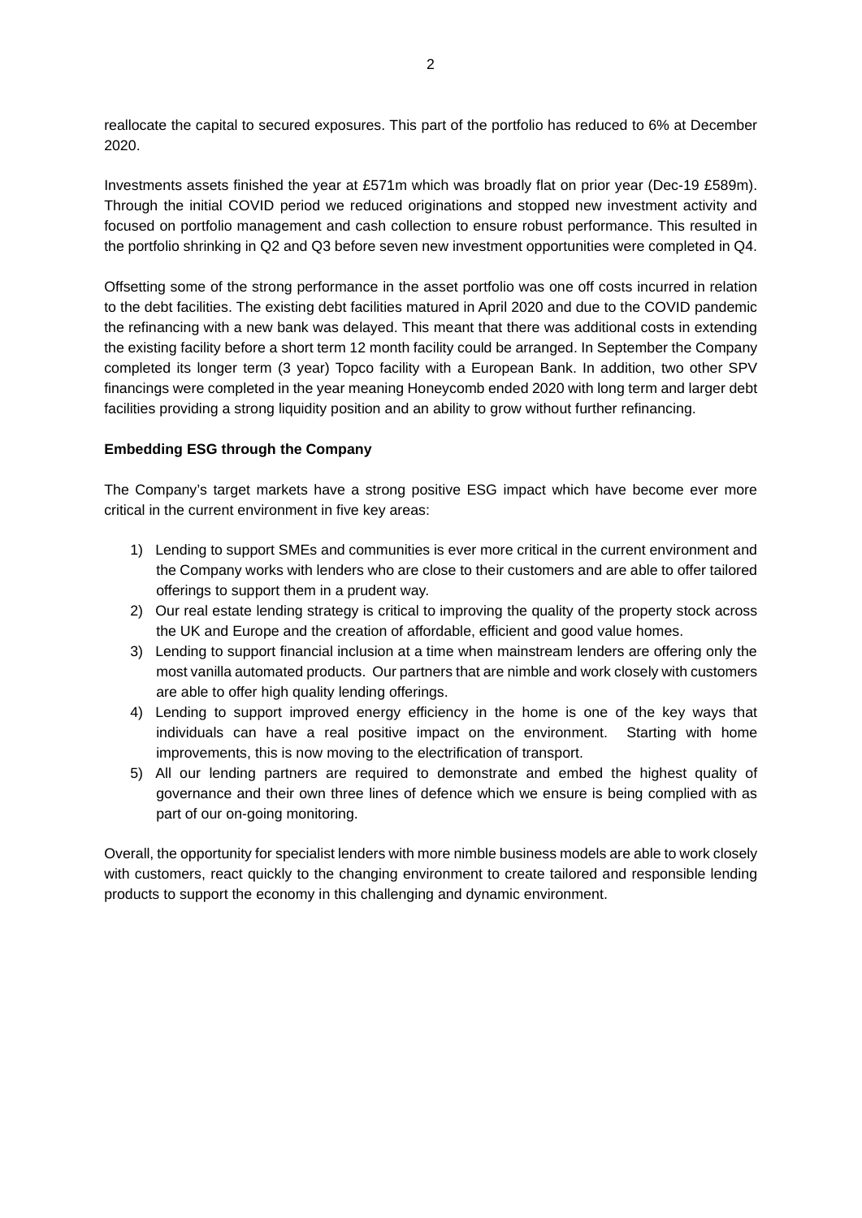reallocate the capital to secured exposures. This part of the portfolio has reduced to 6% at December 2020.

Investments assets finished the year at £571m which was broadly flat on prior year (Dec-19 £589m). Through the initial COVID period we reduced originations and stopped new investment activity and focused on portfolio management and cash collection to ensure robust performance. This resulted in the portfolio shrinking in Q2 and Q3 before seven new investment opportunities were completed in Q4.

Offsetting some of the strong performance in the asset portfolio was one off costs incurred in relation to the debt facilities. The existing debt facilities matured in April 2020 and due to the COVID pandemic the refinancing with a new bank was delayed. This meant that there was additional costs in extending the existing facility before a short term 12 month facility could be arranged. In September the Company completed its longer term (3 year) Topco facility with a European Bank. In addition, two other SPV financings were completed in the year meaning Honeycomb ended 2020 with long term and larger debt facilities providing a strong liquidity position and an ability to grow without further refinancing.

**Embedding ESG through the Company**

The Company's target markets have a strong positive ESG impact which have become ever more critical in the current environment in five key areas:

1) Lending to support SMEs and communities is ever more critical in the current environment and the Company works with lenders who are close to their customers and are able to offer tailored offerings to support them in a prudent way.
2) Our real estate lending strategy is critical to improving the quality of the property stock across the UK and Europe and the creation of affordable, efficient and good value homes.
3) Lending to support financial inclusion at a time when mainstream lenders are offering only the most vanilla automated products. Our partners that are nimble and work closely with customers are able to offer high quality lending offerings.
4) Lending to support improved energy efficiency in the home is one of the key ways that individuals can have a real positive impact on the environment. Starting with home improvements, this is now moving to the electrification of transport.
5) All our lending partners are required to demonstrate and embed the highest quality of governance and their own three lines of defence which we ensure is being complied with as part of our on-going monitoring.

Overall, the opportunity for specialist lenders with more nimble business models are able to work closely with customers, react quickly to the changing environment to create tailored and responsible lending products to support the economy in this challenging and dynamic environment.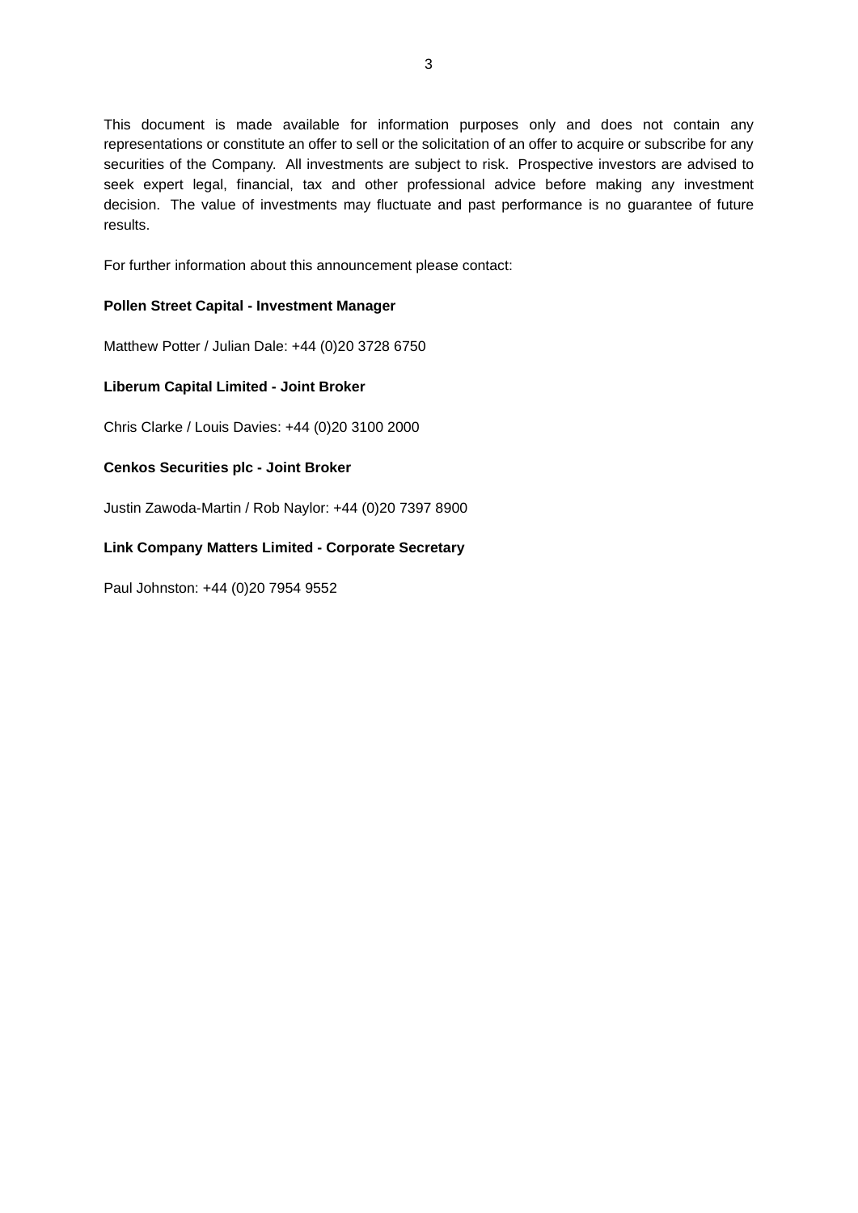This document is made available for information purposes only and does not contain any representations or constitute an offer to sell or the solicitation of an offer to acquire or subscribe for any securities of the Company. All investments are subject to risk. Prospective investors are advised to seek expert legal, financial, tax and other professional advice before making any investment decision. The value of investments may fluctuate and past performance is no guarantee of future results.

For further information about this announcement please contact:

**Pollen Street Capital - Investment Manager**

Matthew Potter / Julian Dale: +44 (0)20 3728 6750

**Liberum Capital Limited - Joint Broker**

Chris Clarke / Louis Davies: +44 (0)20 3100 2000

**Cenkos Securities plc - Joint Broker**

Justin Zawoda-Martin / Rob Naylor: +44 (0)20 7397 8900

**Link Company Matters Limited - Corporate Secretary**

Paul Johnston: +44 (0)20 7954 9552